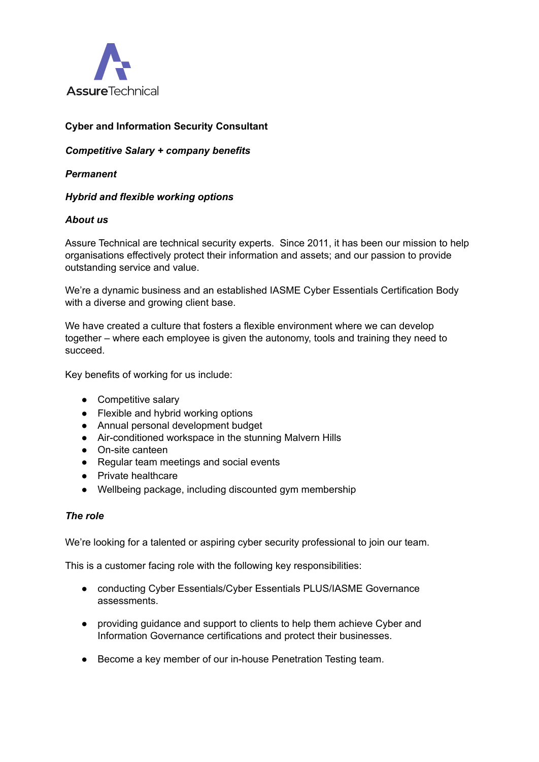AssureTechnical

**Cyber and Information Security Consultant**

***Competitive Salary + company benefits***

***Permanent***

***Hybrid and flexible working options***

***About us***

Assure Technical are technical security experts. Since 2011, it has been our mission to help organisations effectively protect their information and assets; and our passion to provide outstanding service and value.

We're a dynamic business and an established IASME Cyber Essentials Certification Body with a diverse and growing client base.

We have created a culture that fosters a flexible environment where we can develop together – where each employee is given the autonomy, tools and training they need to succeed.

Key benefits of working for us include:

- Competitive salary
- Flexible and hybrid working options
- Annual personal development budget
- Air-conditioned workspace in the stunning Malvern Hills
- On-site canteen
- Regular team meetings and social events
- Private healthcare
- Wellbeing package, including discounted gym membership

***The role***

We're looking for a talented or aspiring cyber security professional to join our team.

This is a customer facing role with the following key responsibilities:

- conducting Cyber Essentials/Cyber Essentials PLUS/IASME Governance assessments.
- providing guidance and support to clients to help them achieve Cyber and Information Governance certifications and protect their businesses.
- Become a key member of our in-house Penetration Testing team.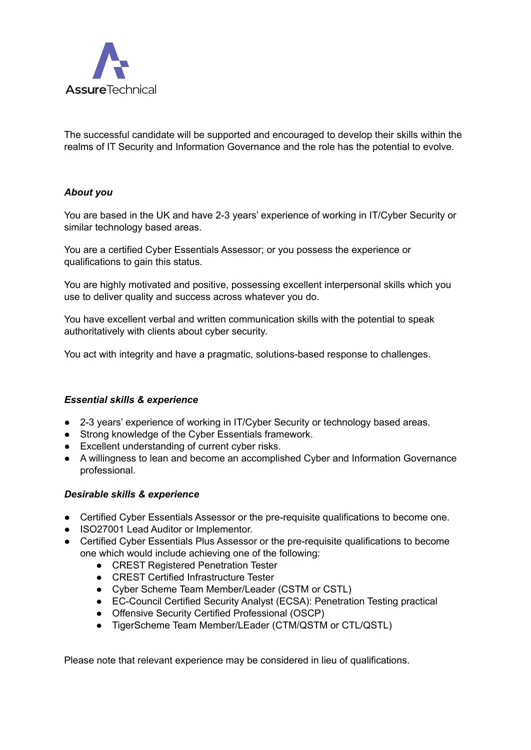AssureTechnical

The successful candidate will be supported and encouraged to develop their skills within the realms of IT Security and Information Governance and the role has the potential to evolve.

***About you***

You are based in the UK and have 2-3 years' experience of working in IT/Cyber Security or similar technology based areas.

You are a certified Cyber Essentials Assessor; or you possess the experience or qualifications to gain this status.

You are highly motivated and positive, possessing excellent interpersonal skills which you use to deliver quality and success across whatever you do.

You have excellent verbal and written communication skills with the potential to speak authoritatively with clients about cyber security.

You act with integrity and have a pragmatic, solutions-based response to challenges.

***Essential skills & experience***

- 2-3 years' experience of working in IT/Cyber Security or technology based areas.
- Strong knowledge of the Cyber Essentials framework.
- Excellent understanding of current cyber risks.
- A willingness to lean and become an accomplished Cyber and Information Governance professional.

***Desirable skills & experience***

- Certified Cyber Essentials Assessor or the pre-requisite qualifications to become one.
- ISO27001 Lead Auditor or Implementor.
- Certified Cyber Essentials Plus Assessor or the pre-requisite qualifications to become one which would include achieving one of the following:
    - CREST Registered Penetration Tester
    - CREST Certified Infrastructure Tester
    - Cyber Scheme Team Member/Leader (CSTM or CSTL)
    - EC-Council Certified Security Analyst (ECSA): Penetration Testing practical
    - Offensive Security Certified Professional (OSCP)
    - TigerScheme Team Member/LEader (CTM/QSTM or CTL/QSTL)

Please note that relevant experience may be considered in lieu of qualifications.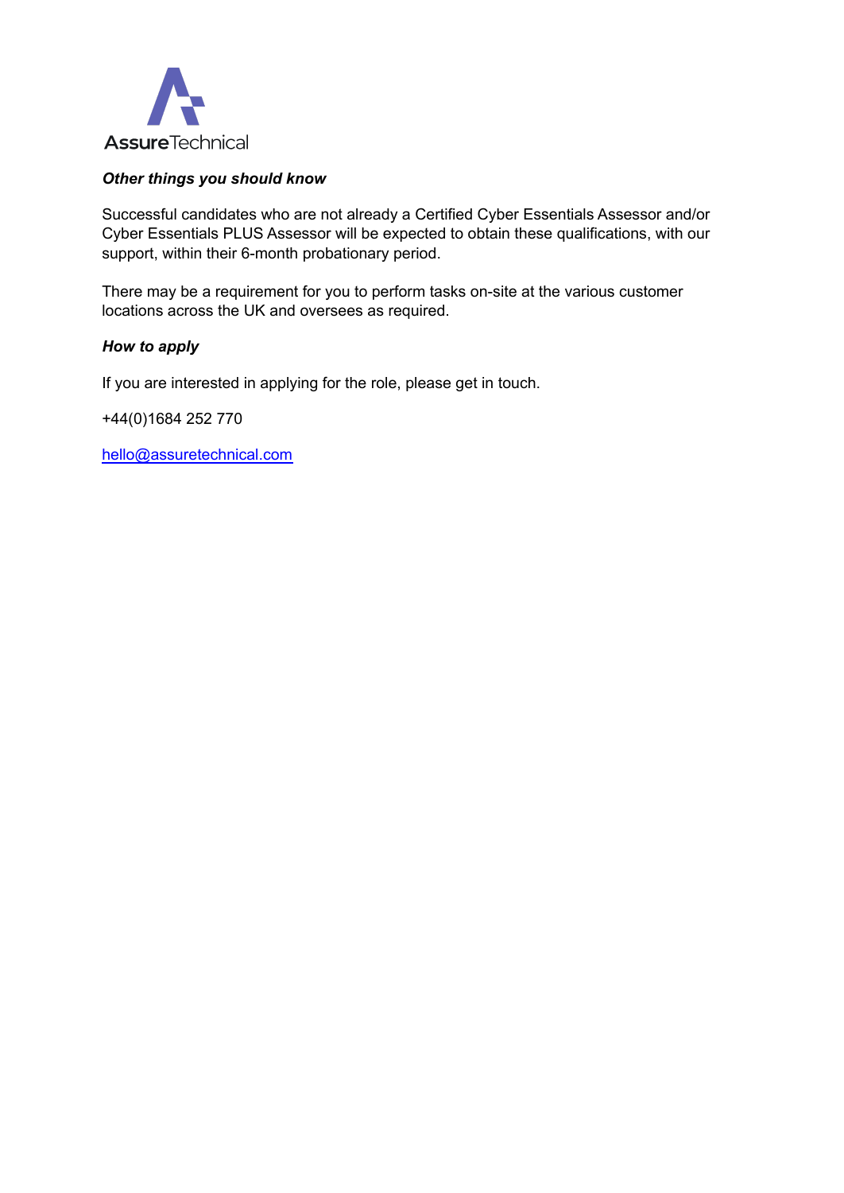### *Other things you should know*

Successful candidates who are not already a Certified Cyber Essentials Assessor and/or Cyber Essentials PLUS Assessor will be expected to obtain these qualifications, with our support, within their 6-month probationary period.

There may be a requirement for you to perform tasks on-site at the various customer locations across the UK and oversees as required.

### *How to apply*

If you are interested in applying for the role, please get in touch.

+44(0)1684 252 770

hello@assuretechnical.com